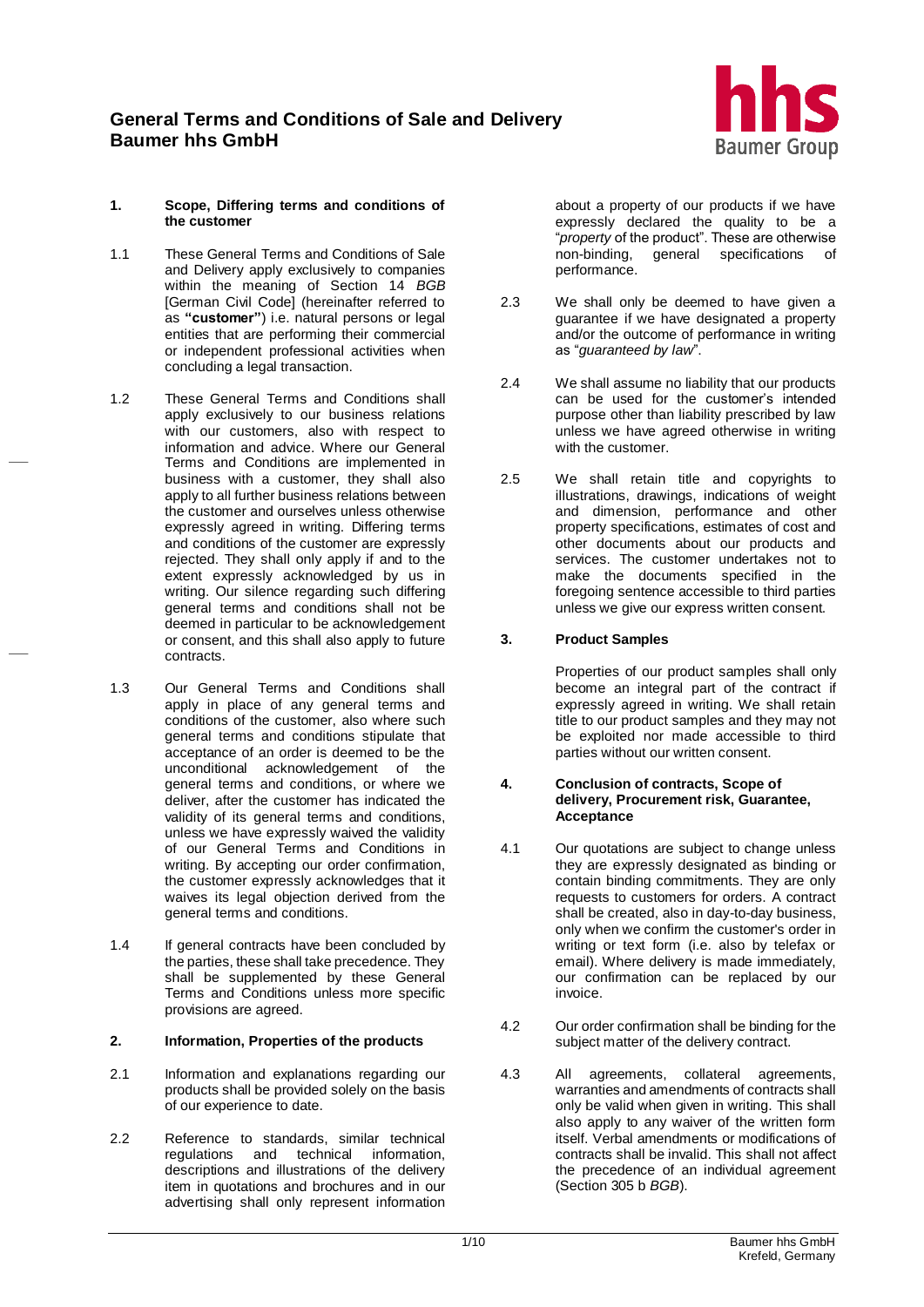# General Terms and Conditions of Sale and Delivery Baumer hhs GmbH

## 1. Scope, Differing terms and conditions of the customer

1.1 These General Terms and Conditions of Sale and Delivery apply exclusively to companies within the meaning of Section 14 *BGB* [German Civil Code] (hereinafter referred to as **"customer"**) i.e. natural persons or legal entities that are performing their commercial or independent professional activities when concluding a legal transaction.

1.2 These General Terms and Conditions shall apply exclusively to our business relations with our customers, also with respect to information and advice. Where our General Terms and Conditions are implemented in business with a customer, they shall also apply to all further business relations between the customer and ourselves unless otherwise expressly agreed in writing. Differing terms and conditions of the customer are expressly rejected. They shall only apply if and to the extent expressly acknowledged by us in writing. Our silence regarding such differing general terms and conditions shall not be deemed in particular to be acknowledgement or consent, and this shall also apply to future contracts.

1.3 Our General Terms and Conditions shall apply in place of any general terms and conditions of the customer, also where such general terms and conditions stipulate that acceptance of an order is deemed to be the unconditional acknowledgement of the general terms and conditions, or where we deliver, after the customer has indicated the validity of its general terms and conditions, unless we have expressly waived the validity of our General Terms and Conditions in writing. By accepting our order confirmation, the customer expressly acknowledges that it waives its legal objection derived from the general terms and conditions.

1.4 If general contracts have been concluded by the parties, these shall take precedence. They shall be supplemented by these General Terms and Conditions unless more specific provisions are agreed.

## 2. Information, Properties of the products

2.1 Information and explanations regarding our products shall be provided solely on the basis of our experience to date.

2.2 Reference to standards, similar technical regulations and technical information, descriptions and illustrations of the delivery item in quotations and brochures and in our advertising shall only represent information about a property of our products if we have expressly declared the quality to be a "*property* of the product". These are otherwise non-binding, general specifications of performance.

2.3 We shall only be deemed to have given a guarantee if we have designated a property and/or the outcome of performance in writing as "*guaranteed by law*".

2.4 We shall assume no liability that our products can be used for the customer's intended purpose other than liability prescribed by law unless we have agreed otherwise in writing with the customer.

2.5 We shall retain title and copyrights to illustrations, drawings, indications of weight and dimension, performance and other property specifications, estimates of cost and other documents about our products and services. The customer undertakes not to make the documents specified in the foregoing sentence accessible to third parties unless we give our express written consent.

## 3. Product Samples

Properties of our product samples shall only become an integral part of the contract if expressly agreed in writing. We shall retain title to our product samples and they may not be exploited nor made accessible to third parties without our written consent.

## 4. Conclusion of contracts, Scope of delivery, Procurement risk, Guarantee, Acceptance

4.1 Our quotations are subject to change unless they are expressly designated as binding or contain binding commitments. They are only requests to customers for orders. A contract shall be created, also in day-to-day business, only when we confirm the customer's order in writing or text form (i.e. also by telefax or email). Where delivery is made immediately, our confirmation can be replaced by our invoice.

4.2 Our order confirmation shall be binding for the subject matter of the delivery contract.

4.3 All agreements, collateral agreements, warranties and amendments of contracts shall only be valid when given in writing. This shall also apply to any waiver of the written form itself. Verbal amendments or modifications of contracts shall be invalid. This shall not affect the precedence of an individual agreement (Section 305 b *BGB*).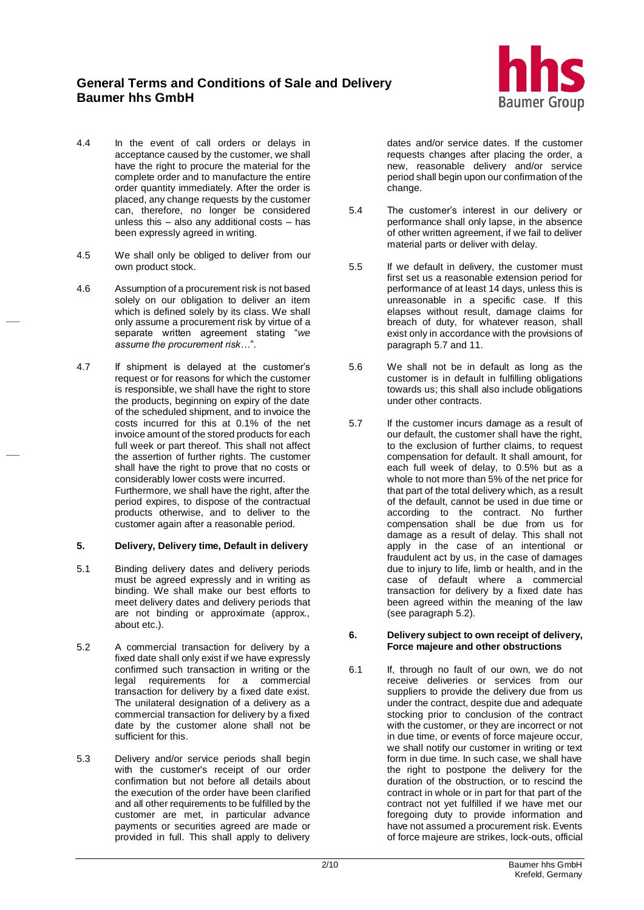4.4 In the event of call orders or delays in acceptance caused by the customer, we shall have the right to procure the material for the complete order and to manufacture the entire order quantity immediately. After the order is placed, any change requests by the customer can, therefore, no longer be considered unless this – also any additional costs – has been expressly agreed in writing.

4.5 We shall only be obliged to deliver from our own product stock.

4.6 Assumption of a procurement risk is not based solely on our obligation to deliver an item which is defined solely by its class. We shall only assume a procurement risk by virtue of a separate written agreement stating "*we assume the procurement risk…*".

4.7 If shipment is delayed at the customer's request or for reasons for which the customer is responsible, we shall have the right to store the products, beginning on expiry of the date of the scheduled shipment, and to invoice the costs incurred for this at 0.1% of the net invoice amount of the stored products for each full week or part thereof. This shall not affect the assertion of further rights. The customer shall have the right to prove that no costs or considerably lower costs were incurred.
Furthermore, we shall have the right, after the period expires, to dispose of the contractual products otherwise, and to deliver to the customer again after a reasonable period.

## 5. Delivery, Delivery time, Default in delivery

5.1 Binding delivery dates and delivery periods must be agreed expressly and in writing as binding. We shall make our best efforts to meet delivery dates and delivery periods that are not binding or approximate (approx., about etc.).

5.2 A commercial transaction for delivery by a fixed date shall only exist if we have expressly confirmed such transaction in writing or the legal requirements for a commercial transaction for delivery by a fixed date exist. The unilateral designation of a delivery as a commercial transaction for delivery by a fixed date by the customer alone shall not be sufficient for this.

5.3 Delivery and/or service periods shall begin with the customer's receipt of our order confirmation but not before all details about the execution of the order have been clarified and all other requirements to be fulfilled by the customer are met, in particular advance payments or securities agreed are made or provided in full. This shall apply to delivery dates and/or service dates. If the customer requests changes after placing the order, a new, reasonable delivery and/or service period shall begin upon our confirmation of the change.

5.4 The customer's interest in our delivery or performance shall only lapse, in the absence of other written agreement, if we fail to deliver material parts or deliver with delay.

5.5 If we default in delivery, the customer must first set us a reasonable extension period for performance of at least 14 days, unless this is unreasonable in a specific case. If this elapses without result, damage claims for breach of duty, for whatever reason, shall exist only in accordance with the provisions of paragraph 5.7 and 11.

5.6 We shall not be in default as long as the customer is in default in fulfilling obligations towards us; this shall also include obligations under other contracts.

5.7 If the customer incurs damage as a result of our default, the customer shall have the right, to the exclusion of further claims, to request compensation for default. It shall amount, for each full week of delay, to 0.5% but as a whole to not more than 5% of the net price for that part of the total delivery which, as a result of the default, cannot be used in due time or according to the contract. No further compensation shall be due from us for damage as a result of delay. This shall not apply in the case of an intentional or fraudulent act by us, in the case of damages due to injury to life, limb or health, and in the case of default where a commercial transaction for delivery by a fixed date has been agreed within the meaning of the law (see paragraph 5.2).

## 6. Delivery subject to own receipt of delivery, Force majeure and other obstructions

6.1 If, through no fault of our own, we do not receive deliveries or services from our suppliers to provide the delivery due from us under the contract, despite due and adequate stocking prior to conclusion of the contract with the customer, or they are incorrect or not in due time, or events of force majeure occur, we shall notify our customer in writing or text form in due time. In such case, we shall have the right to postpone the delivery for the duration of the obstruction, or to rescind the contract in whole or in part for that part of the contract not yet fulfilled if we have met our foregoing duty to provide information and have not assumed a procurement risk. Events of force majeure are strikes, lock-outs, official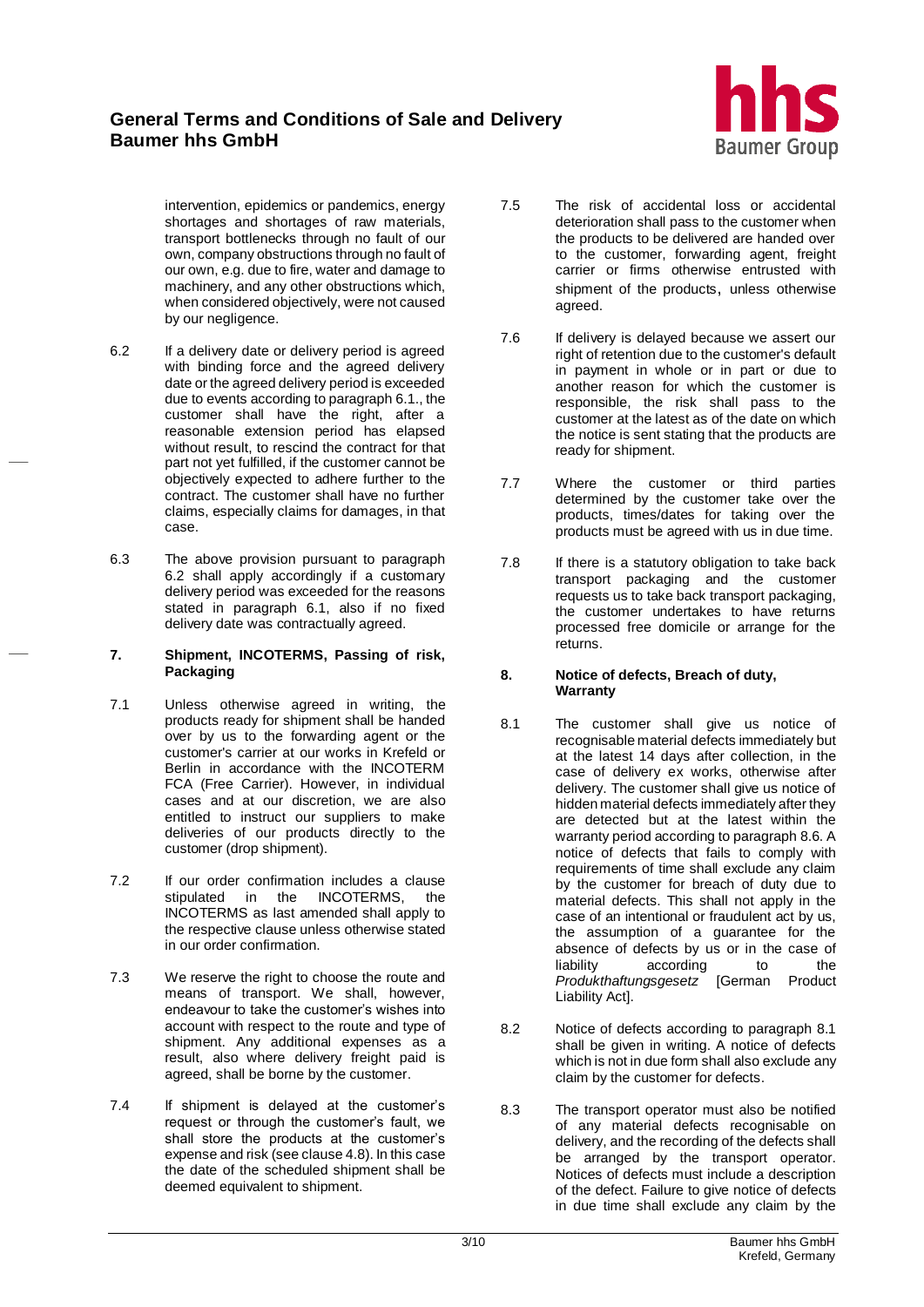intervention, epidemics or pandemics, energy shortages and shortages of raw materials, transport bottlenecks through no fault of our own, company obstructions through no fault of our own, e.g. due to fire, water and damage to machinery, and any other obstructions which, when considered objectively, were not caused by our negligence.

6.2 If a delivery date or delivery period is agreed with binding force and the agreed delivery date or the agreed delivery period is exceeded due to events according to paragraph 6.1., the customer shall have the right, after a reasonable extension period has elapsed without result, to rescind the contract for that part not yet fulfilled, if the customer cannot be objectively expected to adhere further to the contract. The customer shall have no further claims, especially claims for damages, in that case.

6.3 The above provision pursuant to paragraph 6.2 shall apply accordingly if a customary delivery period was exceeded for the reasons stated in paragraph 6.1, also if no fixed delivery date was contractually agreed.

## 7. Shipment, INCOTERMS, Passing of risk, Packaging

7.1 Unless otherwise agreed in writing, the products ready for shipment shall be handed over by us to the forwarding agent or the customer's carrier at our works in Krefeld or Berlin in accordance with the INCOTERM FCA (Free Carrier). However, in individual cases and at our discretion, we are also entitled to instruct our suppliers to make deliveries of our products directly to the customer (drop shipment).

7.2 If our order confirmation includes a clause stipulated in the INCOTERMS, the INCOTERMS as last amended shall apply to the respective clause unless otherwise stated in our order confirmation.

7.3 We reserve the right to choose the route and means of transport. We shall, however, endeavour to take the customer's wishes into account with respect to the route and type of shipment. Any additional expenses as a result, also where delivery freight paid is agreed, shall be borne by the customer.

7.4 If shipment is delayed at the customer's request or through the customer's fault, we shall store the products at the customer's expense and risk (see clause 4.8). In this case the date of the scheduled shipment shall be deemed equivalent to shipment.

7.5 The risk of accidental loss or accidental deterioration shall pass to the customer when the products to be delivered are handed over to the customer, forwarding agent, freight carrier or firms otherwise entrusted with shipment of the products, unless otherwise agreed.

7.6 If delivery is delayed because we assert our right of retention due to the customer's default in payment in whole or in part or due to another reason for which the customer is responsible, the risk shall pass to the customer at the latest as of the date on which the notice is sent stating that the products are ready for shipment.

7.7 Where the customer or third parties determined by the customer take over the products, times/dates for taking over the products must be agreed with us in due time.

7.8 If there is a statutory obligation to take back transport packaging and the customer requests us to take back transport packaging, the customer undertakes to have returns processed free domicile or arrange for the returns.

## 8. Notice of defects, Breach of duty, Warranty

8.1 The customer shall give us notice of recognisable material defects immediately but at the latest 14 days after collection, in the case of delivery ex works, otherwise after delivery. The customer shall give us notice of hidden material defects immediately after they are detected but at the latest within the warranty period according to paragraph 8.6. A notice of defects that fails to comply with requirements of time shall exclude any claim by the customer for breach of duty due to material defects. This shall not apply in the case of an intentional or fraudulent act by us, the assumption of a guarantee for the absence of defects by us or in the case of liability according to the *Produkthaftungsgesetz* [German Product Liability Act].

8.2 Notice of defects according to paragraph 8.1 shall be given in writing. A notice of defects which is not in due form shall also exclude any claim by the customer for defects.

8.3 The transport operator must also be notified of any material defects recognisable on delivery, and the recording of the defects shall be arranged by the transport operator. Notices of defects must include a description of the defect. Failure to give notice of defects in due time shall exclude any claim by the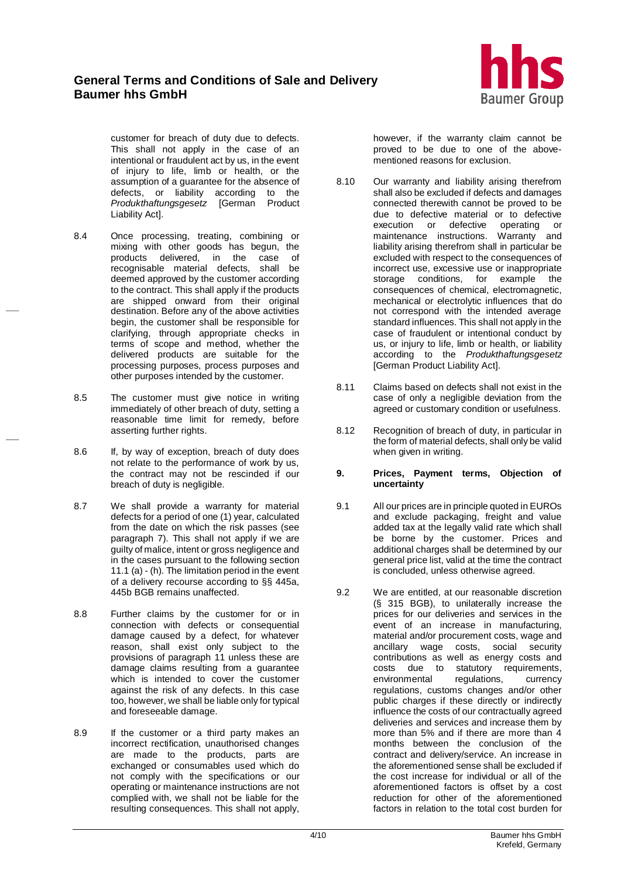customer for breach of duty due to defects. This shall not apply in the case of an intentional or fraudulent act by us, in the event of injury to life, limb or health, or the assumption of a guarantee for the absence of defects, or liability according to the *Produkthaftungsgesetz* [German Product Liability Act].

8.4 Once processing, treating, combining or mixing with other goods has begun, the products delivered, in the case of recognisable material defects, shall be deemed approved by the customer according to the contract. This shall apply if the products are shipped onward from their original destination. Before any of the above activities begin, the customer shall be responsible for clarifying, through appropriate checks in terms of scope and method, whether the delivered products are suitable for the processing purposes, process purposes and other purposes intended by the customer.

8.5 The customer must give notice in writing immediately of other breach of duty, setting a reasonable time limit for remedy, before asserting further rights.

8.6 If, by way of exception, breach of duty does not relate to the performance of work by us, the contract may not be rescinded if our breach of duty is negligible.

8.7 We shall provide a warranty for material defects for a period of one (1) year, calculated from the date on which the risk passes (see paragraph 7). This shall not apply if we are guilty of malice, intent or gross negligence and in the cases pursuant to the following section 11.1 (a) - (h). The limitation period in the event of a delivery recourse according to §§ 445a, 445b BGB remains unaffected.

8.8 Further claims by the customer for or in connection with defects or consequential damage caused by a defect, for whatever reason, shall exist only subject to the provisions of paragraph 11 unless these are damage claims resulting from a guarantee which is intended to cover the customer against the risk of any defects. In this case too, however, we shall be liable only for typical and foreseeable damage.

8.9 If the customer or a third party makes an incorrect rectification, unauthorised changes are made to the products, parts are exchanged or consumables used which do not comply with the specifications or our operating or maintenance instructions are not complied with, we shall not be liable for the resulting consequences. This shall not apply, however, if the warranty claim cannot be proved to be due to one of the above-mentioned reasons for exclusion.

8.10 Our warranty and liability arising therefrom shall also be excluded if defects and damages connected therewith cannot be proved to be due to defective material or to defective execution or defective operating or maintenance instructions. Warranty and liability arising therefrom shall in particular be excluded with respect to the consequences of incorrect use, excessive use or inappropriate storage conditions, for example the consequences of chemical, electromagnetic, mechanical or electrolytic influences that do not correspond with the intended average standard influences. This shall not apply in the case of fraudulent or intentional conduct by us, or injury to life, limb or health, or liability according to the *Produkthaftungsgesetz* [German Product Liability Act].

8.11 Claims based on defects shall not exist in the case of only a negligible deviation from the agreed or customary condition or usefulness.

8.12 Recognition of breach of duty, in particular in the form of material defects, shall only be valid when given in writing.

## 9. Prices, Payment terms, Objection of uncertainty

9.1 All our prices are in principle quoted in EUROs and exclude packaging, freight and value added tax at the legally valid rate which shall be borne by the customer. Prices and additional charges shall be determined by our general price list, valid at the time the contract is concluded, unless otherwise agreed.

9.2 We are entitled, at our reasonable discretion (§ 315 BGB), to unilaterally increase the prices for our deliveries and services in the event of an increase in manufacturing, material and/or procurement costs, wage and ancillary wage costs, social security contributions as well as energy costs and costs due to statutory requirements, environmental regulations, currency regulations, customs changes and/or other public charges if these directly or indirectly influence the costs of our contractually agreed deliveries and services and increase them by more than 5% and if there are more than 4 months between the conclusion of the contract and delivery/service. An increase in the aforementioned sense shall be excluded if the cost increase for individual or all of the aforementioned factors is offset by a cost reduction for other of the aforementioned factors in relation to the total cost burden for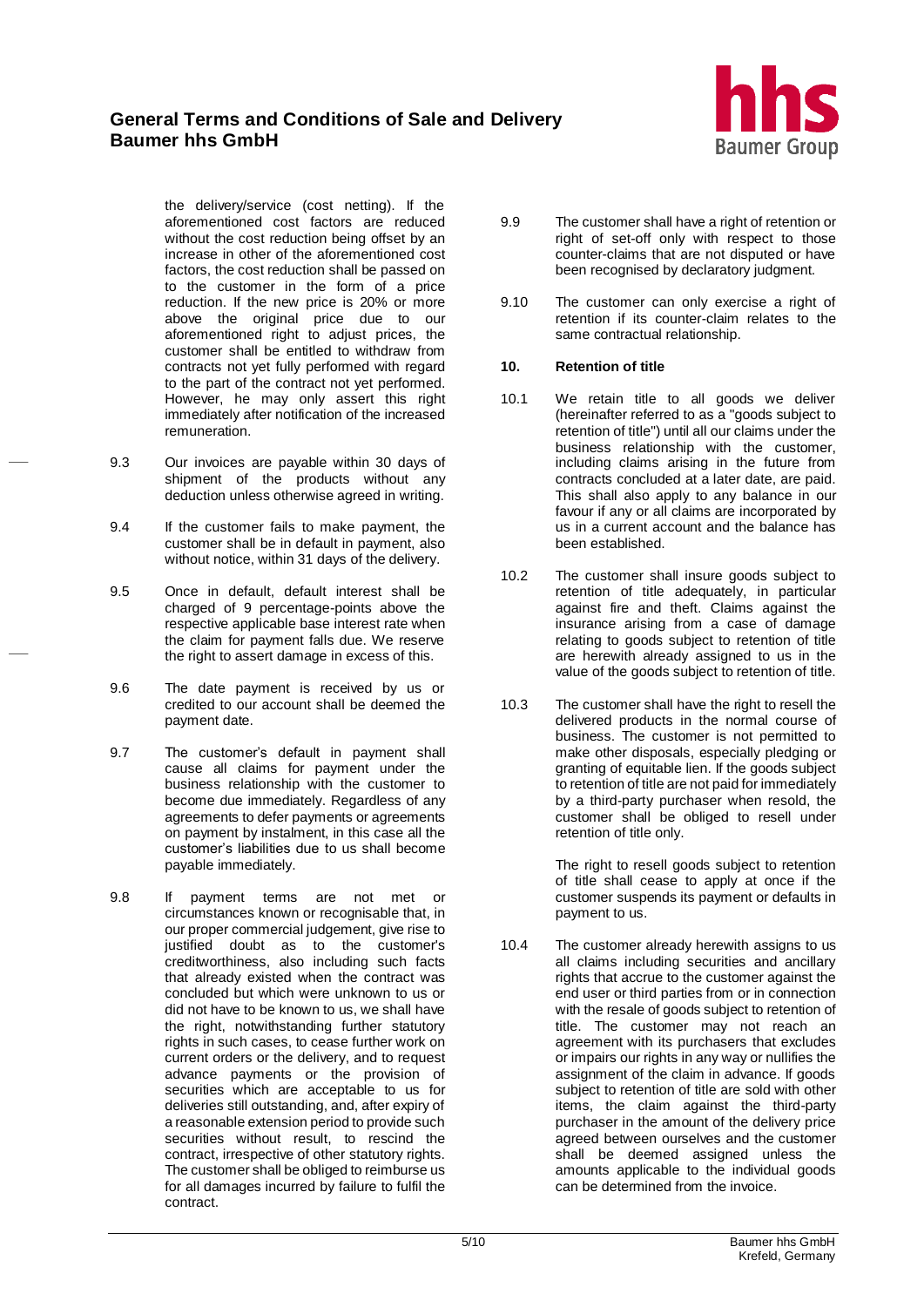the delivery/service (cost netting). If the aforementioned cost factors are reduced without the cost reduction being offset by an increase in other of the aforementioned cost factors, the cost reduction shall be passed on to the customer in the form of a price reduction. If the new price is 20% or more above the original price due to our aforementioned right to adjust prices, the customer shall be entitled to withdraw from contracts not yet fully performed with regard to the part of the contract not yet performed. However, he may only assert this right immediately after notification of the increased remuneration.

9.3 Our invoices are payable within 30 days of shipment of the products without any deduction unless otherwise agreed in writing.

9.4 If the customer fails to make payment, the customer shall be in default in payment, also without notice, within 31 days of the delivery.

9.5 Once in default, default interest shall be charged of 9 percentage-points above the respective applicable base interest rate when the claim for payment falls due. We reserve the right to assert damage in excess of this.

9.6 The date payment is received by us or credited to our account shall be deemed the payment date.

9.7 The customer's default in payment shall cause all claims for payment under the business relationship with the customer to become due immediately. Regardless of any agreements to defer payments or agreements on payment by instalment, in this case all the customer's liabilities due to us shall become payable immediately.

9.8 If payment terms are not met or circumstances known or recognisable that, in our proper commercial judgement, give rise to justified doubt as to the customer's creditworthiness, also including such facts that already existed when the contract was concluded but which were unknown to us or did not have to be known to us, we shall have the right, notwithstanding further statutory rights in such cases, to cease further work on current orders or the delivery, and to request advance payments or the provision of securities which are acceptable to us for deliveries still outstanding, and, after expiry of a reasonable extension period to provide such securities without result, to rescind the contract, irrespective of other statutory rights. The customer shall be obliged to reimburse us for all damages incurred by failure to fulfil the contract.

9.9 The customer shall have a right of retention or right of set-off only with respect to those counter-claims that are not disputed or have been recognised by declaratory judgment.

9.10 The customer can only exercise a right of retention if its counter-claim relates to the same contractual relationship.

## 10. Retention of title

10.1 We retain title to all goods we deliver (hereinafter referred to as a "goods subject to retention of title") until all our claims under the business relationship with the customer, including claims arising in the future from contracts concluded at a later date, are paid. This shall also apply to any balance in our favour if any or all claims are incorporated by us in a current account and the balance has been established.

10.2 The customer shall insure goods subject to retention of title adequately, in particular against fire and theft. Claims against the insurance arising from a case of damage relating to goods subject to retention of title are herewith already assigned to us in the value of the goods subject to retention of title.

10.3 The customer shall have the right to resell the delivered products in the normal course of business. The customer is not permitted to make other disposals, especially pledging or granting of equitable lien. If the goods subject to retention of title are not paid for immediately by a third-party purchaser when resold, the customer shall be obliged to resell under retention of title only.

The right to resell goods subject to retention of title shall cease to apply at once if the customer suspends its payment or defaults in payment to us.

10.4 The customer already herewith assigns to us all claims including securities and ancillary rights that accrue to the customer against the end user or third parties from or in connection with the resale of goods subject to retention of title. The customer may not reach an agreement with its purchasers that excludes or impairs our rights in any way or nullifies the assignment of the claim in advance. If goods subject to retention of title are sold with other items, the claim against the third-party purchaser in the amount of the delivery price agreed between ourselves and the customer shall be deemed assigned unless the amounts applicable to the individual goods can be determined from the invoice.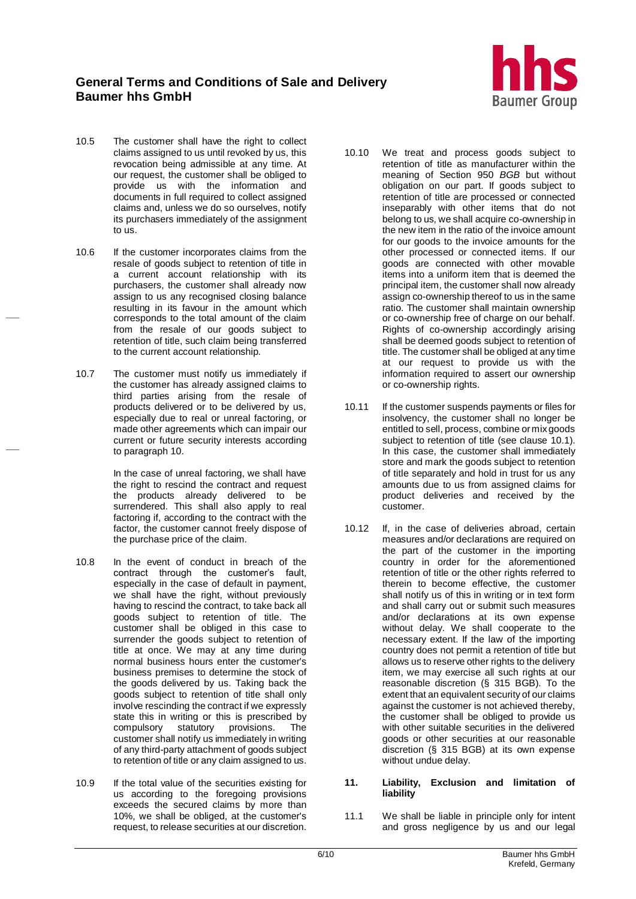10.5 The customer shall have the right to collect claims assigned to us until revoked by us, this revocation being admissible at any time. At our request, the customer shall be obliged to provide us with the information and documents in full required to collect assigned claims and, unless we do so ourselves, notify its purchasers immediately of the assignment to us.

10.6 If the customer incorporates claims from the resale of goods subject to retention of title in a current account relationship with its purchasers, the customer shall already now assign to us any recognised closing balance resulting in its favour in the amount which corresponds to the total amount of the claim from the resale of our goods subject to retention of title, such claim being transferred to the current account relationship.

10.7 The customer must notify us immediately if the customer has already assigned claims to third parties arising from the resale of products delivered or to be delivered by us, especially due to real or unreal factoring, or made other agreements which can impair our current or future security interests according to paragraph 10.

In the case of unreal factoring, we shall have the right to rescind the contract and request the products already delivered to be surrendered. This shall also apply to real factoring if, according to the contract with the factor, the customer cannot freely dispose of the purchase price of the claim.

10.8 In the event of conduct in breach of the contract through the customer's fault, especially in the case of default in payment, we shall have the right, without previously having to rescind the contract, to take back all goods subject to retention of title. The customer shall be obliged in this case to surrender the goods subject to retention of title at once. We may at any time during normal business hours enter the customer's business premises to determine the stock of the goods delivered by us. Taking back the goods subject to retention of title shall only involve rescinding the contract if we expressly state this in writing or this is prescribed by compulsory statutory provisions. The customer shall notify us immediately in writing of any third-party attachment of goods subject to retention of title or any claim assigned to us.

10.9 If the total value of the securities existing for us according to the foregoing provisions exceeds the secured claims by more than 10%, we shall be obliged, at the customer's request, to release securities at our discretion.

10.10 We treat and process goods subject to retention of title as manufacturer within the meaning of Section 950 *BGB* but without obligation on our part. If goods subject to retention of title are processed or connected inseparably with other items that do not belong to us, we shall acquire co-ownership in the new item in the ratio of the invoice amount for our goods to the invoice amounts for the other processed or connected items. If our goods are connected with other movable items into a uniform item that is deemed the principal item, the customer shall now already assign co-ownership thereof to us in the same ratio. The customer shall maintain ownership or co-ownership free of charge on our behalf. Rights of co-ownership accordingly arising shall be deemed goods subject to retention of title. The customer shall be obliged at any time at our request to provide us with the information required to assert our ownership or co-ownership rights.

10.11 If the customer suspends payments or files for insolvency, the customer shall no longer be entitled to sell, process, combine or mix goods subject to retention of title (see clause 10.1). In this case, the customer shall immediately store and mark the goods subject to retention of title separately and hold in trust for us any amounts due to us from assigned claims for product deliveries and received by the customer.

10.12 If, in the case of deliveries abroad, certain measures and/or declarations are required on the part of the customer in the importing country in order for the aforementioned retention of title or the other rights referred to therein to become effective, the customer shall notify us of this in writing or in text form and shall carry out or submit such measures and/or declarations at its own expense without delay. We shall cooperate to the necessary extent. If the law of the importing country does not permit a retention of title but allows us to reserve other rights to the delivery item, we may exercise all such rights at our reasonable discretion (§ 315 BGB). To the extent that an equivalent security of our claims against the customer is not achieved thereby, the customer shall be obliged to provide us with other suitable securities in the delivered goods or other securities at our reasonable discretion (§ 315 BGB) at its own expense without undue delay.

## 11. Liability, Exclusion and limitation of liability

11.1 We shall be liable in principle only for intent and gross negligence by us and our legal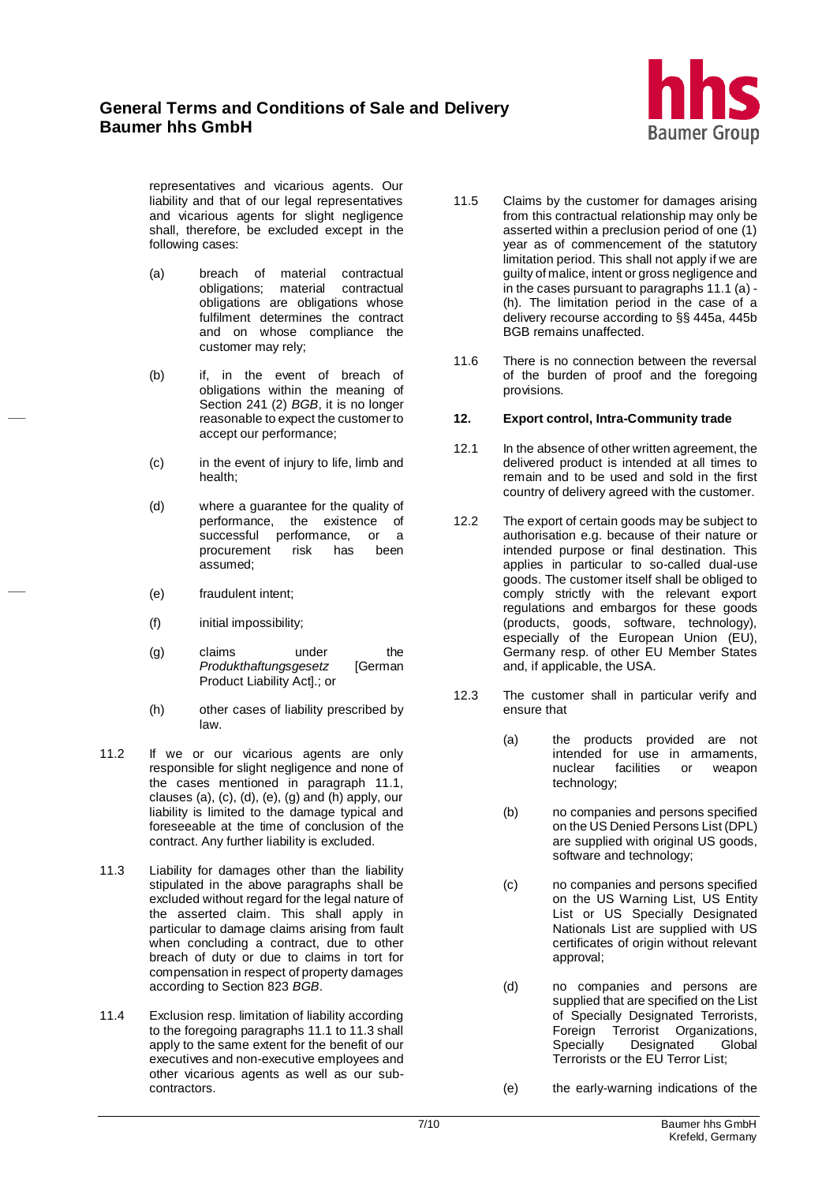representatives and vicarious agents. Our liability and that of our legal representatives and vicarious agents for slight negligence shall, therefore, be excluded except in the following cases:

(a) breach of material contractual obligations; material contractual obligations are obligations whose fulfilment determines the contract and on whose compliance the customer may rely;

(b) if, in the event of breach of obligations within the meaning of Section 241 (2) *BGB*, it is no longer reasonable to expect the customer to accept our performance;

(c) in the event of injury to life, limb and health;

(d) where a guarantee for the quality of performance, the existence of successful performance, or a procurement risk has been assumed;

(e) fraudulent intent;

(f) initial impossibility;

(g) claims under the *Produkthaftungsgesetz* [German Product Liability Act].; or

(h) other cases of liability prescribed by law.

11.2 If we or our vicarious agents are only responsible for slight negligence and none of the cases mentioned in paragraph 11.1, clauses (a), (c), (d), (e), (g) and (h) apply, our liability is limited to the damage typical and foreseeable at the time of conclusion of the contract. Any further liability is excluded.

11.3 Liability for damages other than the liability stipulated in the above paragraphs shall be excluded without regard for the legal nature of the asserted claim. This shall apply in particular to damage claims arising from fault when concluding a contract, due to other breach of duty or due to claims in tort for compensation in respect of property damages according to Section 823 *BGB*.

11.4 Exclusion resp. limitation of liability according to the foregoing paragraphs 11.1 to 11.3 shall apply to the same extent for the benefit of our executives and non-executive employees and other vicarious agents as well as our sub-contractors.

11.5 Claims by the customer for damages arising from this contractual relationship may only be asserted within a preclusion period of one (1) year as of commencement of the statutory limitation period. This shall not apply if we are guilty of malice, intent or gross negligence and in the cases pursuant to paragraphs 11.1 (a) - (h). The limitation period in the case of a delivery recourse according to §§ 445a, 445b BGB remains unaffected.

11.6 There is no connection between the reversal of the burden of proof and the foregoing provisions.

**12. Export control, Intra-Community trade**

12.1 In the absence of other written agreement, the delivered product is intended at all times to remain and to be used and sold in the first country of delivery agreed with the customer.

12.2 The export of certain goods may be subject to authorisation e.g. because of their nature or intended purpose or final destination. This applies in particular to so-called dual-use goods. The customer itself shall be obliged to comply strictly with the relevant export regulations and embargos for these goods (products, goods, software, technology), especially of the European Union (EU), Germany resp. of other EU Member States and, if applicable, the USA.

12.3 The customer shall in particular verify and ensure that

(a) the products provided are not intended for use in armaments, nuclear facilities or weapon technology;

(b) no companies and persons specified on the US Denied Persons List (DPL) are supplied with original US goods, software and technology;

(c) no companies and persons specified on the US Warning List, US Entity List or US Specially Designated Nationals List are supplied with US certificates of origin without relevant approval;

(d) no companies and persons are supplied that are specified on the List of Specially Designated Terrorists, Foreign Terrorist Organizations, Specially Designated Global Terrorists or the EU Terror List;

(e) the early-warning indications of the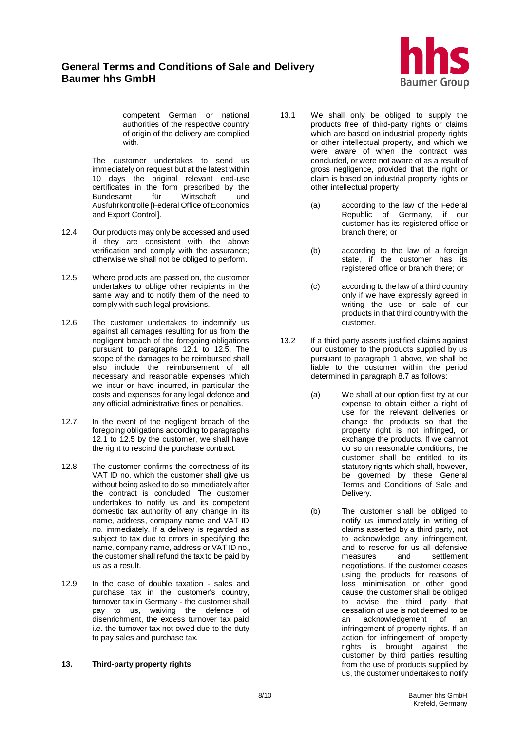competent German or national authorities of the respective country of origin of the delivery are complied with.

The customer undertakes to send us immediately on request but at the latest within 10 days the original relevant end-use certificates in the form prescribed by the Bundesamt für Wirtschaft und Ausfuhrkontrolle [Federal Office of Economics and Export Control].

12.4 Our products may only be accessed and used if they are consistent with the above verification and comply with the assurance; otherwise we shall not be obliged to perform.

12.5 Where products are passed on, the customer undertakes to oblige other recipients in the same way and to notify them of the need to comply with such legal provisions.

12.6 The customer undertakes to indemnify us against all damages resulting for us from the negligent breach of the foregoing obligations pursuant to paragraphs 12.1 to 12.5. The scope of the damages to be reimbursed shall also include the reimbursement of all necessary and reasonable expenses which we incur or have incurred, in particular the costs and expenses for any legal defence and any official administrative fines or penalties.

12.7 In the event of the negligent breach of the foregoing obligations according to paragraphs 12.1 to 12.5 by the customer, we shall have the right to rescind the purchase contract.

12.8 The customer confirms the correctness of its VAT ID no. which the customer shall give us without being asked to do so immediately after the contract is concluded. The customer undertakes to notify us and its competent domestic tax authority of any change in its name, address, company name and VAT ID no. immediately. If a delivery is regarded as subject to tax due to errors in specifying the name, company name, address or VAT ID no., the customer shall refund the tax to be paid by us as a result.

12.9 In the case of double taxation - sales and purchase tax in the customer's country, turnover tax in Germany - the customer shall pay to us, waiving the defence of disenrichment, the excess turnover tax paid i.e. the turnover tax not owed due to the duty to pay sales and purchase tax.

## 13. Third-party property rights

13.1 We shall only be obliged to supply the products free of third-party rights or claims which are based on industrial property rights or other intellectual property, and which we were aware of when the contract was concluded, or were not aware of as a result of gross negligence, provided that the right or claim is based on industrial property rights or other intellectual property

(a) according to the law of the Federal Republic of Germany, if our customer has its registered office or branch there; or

(b) according to the law of a foreign state, if the customer has its registered office or branch there; or

(c) according to the law of a third country only if we have expressly agreed in writing the use or sale of our products in that third country with the customer.

13.2 If a third party asserts justified claims against our customer to the products supplied by us pursuant to paragraph 1 above, we shall be liable to the customer within the period determined in paragraph 8.7 as follows:

(a) We shall at our option first try at our expense to obtain either a right of use for the relevant deliveries or change the products so that the property right is not infringed, or exchange the products. If we cannot do so on reasonable conditions, the customer shall be entitled to its statutory rights which shall, however, be governed by these General Terms and Conditions of Sale and Delivery.

(b) The customer shall be obliged to notify us immediately in writing of claims asserted by a third party, not to acknowledge any infringement, and to reserve for us all defensive measures and settlement negotiations. If the customer ceases using the products for reasons of loss minimisation or other good cause, the customer shall be obliged to advise the third party that cessation of use is not deemed to be an acknowledgement of an infringement of property rights. If an action for infringement of property rights is brought against the customer by third parties resulting from the use of products supplied by us, the customer undertakes to notify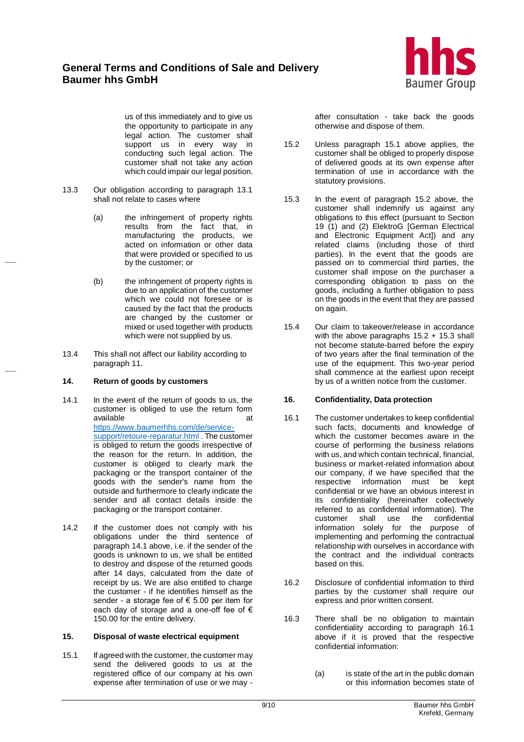us of this immediately and to give us the opportunity to participate in any legal action. The customer shall support us in every way in conducting such legal action. The customer shall not take any action which could impair our legal position.

13.3 Our obligation according to paragraph 13.1 shall not relate to cases where

(a) the infringement of property rights results from the fact that, in manufacturing the products, we acted on information or other data that were provided or specified to us by the customer; or

(b) the infringement of property rights is due to an application of the customer which we could not foresee or is caused by the fact that the products are changed by the customer or mixed or used together with products which were not supplied by us.

13.4 This shall not affect our liability according to paragraph 11.

## 14. Return of goods by customers

14.1 In the event of the return of goods to us, the customer is obliged to use the return form available at [https://www.baumerhhs.com/de/service-support/retoure-reparatur.html](https://www.baumerhhs.com/de/service-support/retoure-reparatur.html) . The customer is obliged to return the goods irrespective of the reason for the return. In addition, the customer is obliged to clearly mark the packaging or the transport container of the goods with the sender's name from the outside and furthermore to clearly indicate the sender and all contact details inside the packaging or the transport container.

14.2 If the customer does not comply with his obligations under the third sentence of paragraph 14.1 above, i.e. if the sender of the goods is unknown to us, we shall be entitled to destroy and dispose of the returned goods after 14 days, calculated from the date of receipt by us. We are also entitled to charge the customer - if he identifies himself as the sender - a storage fee of € 5.00 per item for each day of storage and a one-off fee of € 150.00 for the entire delivery.

## 15. Disposal of waste electrical equipment

15.1 If agreed with the customer, the customer may send the delivered goods to us at the registered office of our company at his own expense after termination of use or we may - after consultation - take back the goods otherwise and dispose of them.

15.2 Unless paragraph 15.1 above applies, the customer shall be obliged to properly dispose of delivered goods at its own expense after termination of use in accordance with the statutory provisions.

15.3 In the event of paragraph 15.2 above, the customer shall indemnify us against any obligations to this effect (pursuant to Section 19 (1) and (2) ElektroG [German Electrical and Electronic Equipment Act]) and any related claims (including those of third parties). In the event that the goods are passed on to commercial third parties, the customer shall impose on the purchaser a corresponding obligation to pass on the goods, including a further obligation to pass on the goods in the event that they are passed on again.

15.4 Our claim to takeover/release in accordance with the above paragraphs 15.2 + 15.3 shall not become statute-barred before the expiry of two years after the final termination of the use of the equipment. This two-year period shall commence at the earliest upon receipt by us of a written notice from the customer.

## 16. Confidentiality, Data protection

16.1 The customer undertakes to keep confidential such facts, documents and knowledge of which the customer becomes aware in the course of performing the business relations with us, and which contain technical, financial, business or market-related information about our company, if we have specified that the respective information must be kept confidential or we have an obvious interest in its confidentiality (hereinafter collectively referred to as confidential information). The customer shall use the confidential information solely for the purpose of implementing and performing the contractual relationship with ourselves in accordance with the contract and the individual contracts based on this.

16.2 Disclosure of confidential information to third parties by the customer shall require our express and prior written consent.

16.3 There shall be no obligation to maintain confidentiality according to paragraph 16.1 above if it is proved that the respective confidential information:

(a) is state of the art in the public domain or this information becomes state of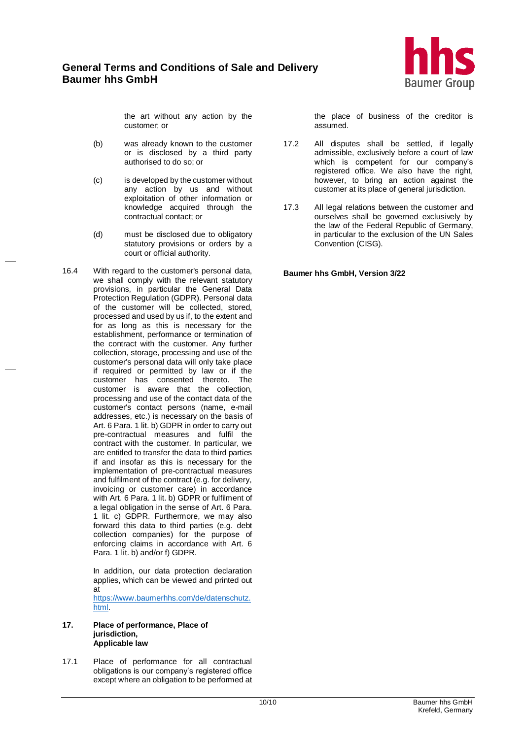the art without any action by the customer; or

(b) was already known to the customer or is disclosed by a third party authorised to do so; or

(c) is developed by the customer without any action by us and without exploitation of other information or knowledge acquired through the contractual contact; or

(d) must be disclosed due to obligatory statutory provisions or orders by a court or official authority.

16.4 With regard to the customer's personal data, we shall comply with the relevant statutory provisions, in particular the General Data Protection Regulation (GDPR). Personal data of the customer will be collected, stored, processed and used by us if, to the extent and for as long as this is necessary for the establishment, performance or termination of the contract with the customer. Any further collection, storage, processing and use of the customer's personal data will only take place if required or permitted by law or if the customer has consented thereto. The customer is aware that the collection, processing and use of the contact data of the customer's contact persons (name, e-mail addresses, etc.) is necessary on the basis of Art. 6 Para. 1 lit. b) GDPR in order to carry out pre-contractual measures and fulfil the contract with the customer. In particular, we are entitled to transfer the data to third parties if and insofar as this is necessary for the implementation of pre-contractual measures and fulfilment of the contract (e.g. for delivery, invoicing or customer care) in accordance with Art. 6 Para. 1 lit. b) GDPR or fulfilment of a legal obligation in the sense of Art. 6 Para. 1 lit. c) GDPR. Furthermore, we may also forward this data to third parties (e.g. debt collection companies) for the purpose of enforcing claims in accordance with Art. 6 Para. 1 lit. b) and/or f) GDPR.

In addition, our data protection declaration applies, which can be viewed and printed out at https://www.baumerhhs.com/de/datenschutz.html.

## 17. Place of performance, Place of jurisdiction, Applicable law

17.1 Place of performance for all contractual obligations is our company's registered office except where an obligation to be performed at the place of business of the creditor is assumed.

17.2 All disputes shall be settled, if legally admissible, exclusively before a court of law which is competent for our company's registered office. We also have the right, however, to bring an action against the customer at its place of general jurisdiction.

17.3 All legal relations between the customer and ourselves shall be governed exclusively by the law of the Federal Republic of Germany, in particular to the exclusion of the UN Sales Convention (CISG).

**Baumer hhs GmbH, Version 3/22**